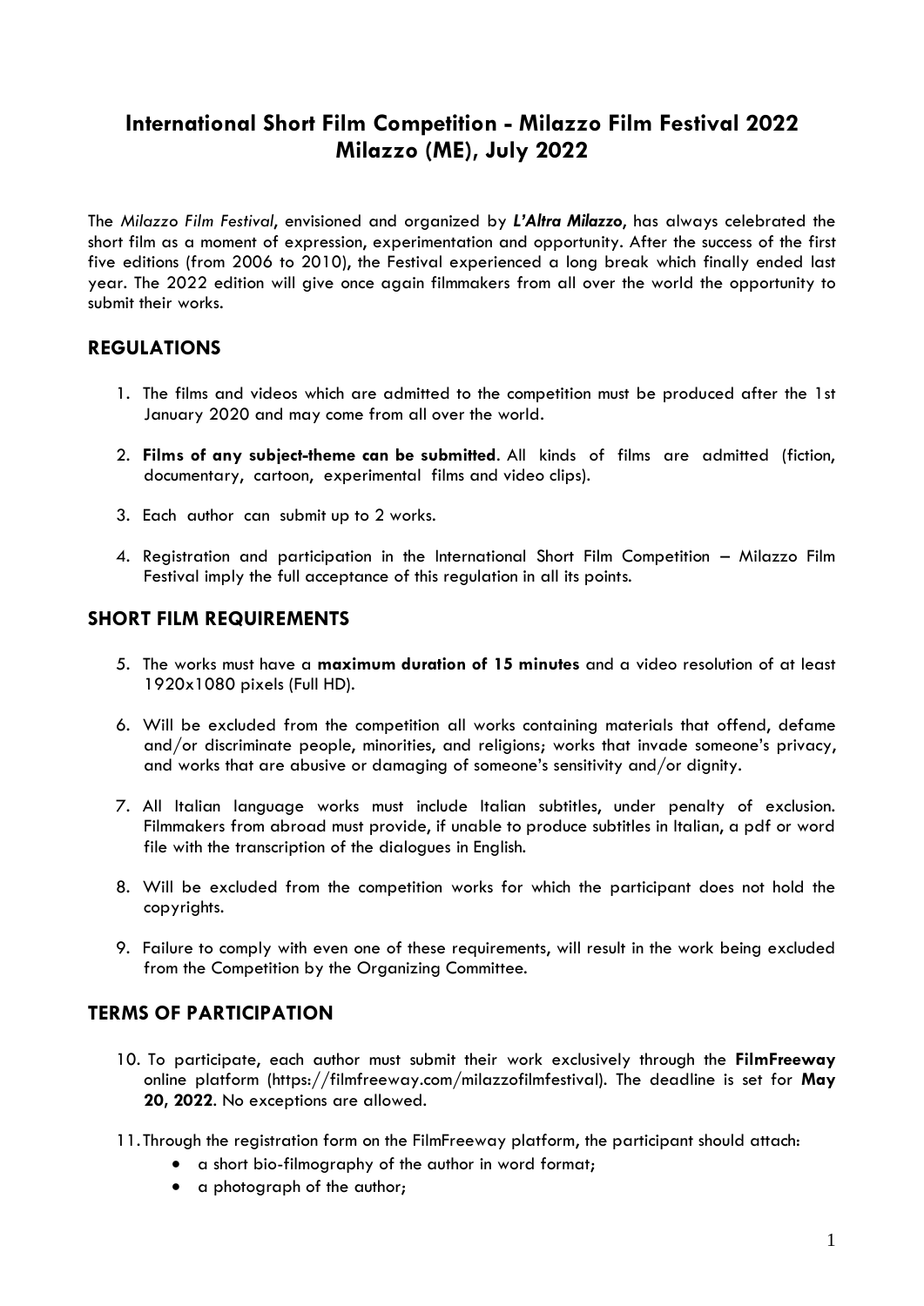# International Short Film Competition - Milazzo Film Festival 2022
# Milazzo (ME), July 2022

The *Milazzo Film Festival*, envisioned and organized by ***L'Altra Milazzo***, has always celebrated the short film as a moment of expression, experimentation and opportunity. After the success of the first five editions (from 2006 to 2010), the Festival experienced a long break which finally ended last year. The 2022 edition will give once again filmmakers from all over the world the opportunity to submit their works.

## REGULATIONS

1. The films and videos which are admitted to the competition must be produced after the 1st January 2020 and may come from all over the world.

2. **Films of any subject-theme can be submitted**. All kinds of films are admitted (fiction, documentary, cartoon, experimental films and video clips).

3. Each author can submit up to 2 works.

4. Registration and participation in the International Short Film Competition – Milazzo Film Festival imply the full acceptance of this regulation in all its points.

## SHORT FILM REQUIREMENTS

5. The works must have a **maximum duration of 15 minutes** and a video resolution of at least 1920x1080 pixels (Full HD).

6. Will be excluded from the competition all works containing materials that offend, defame and/or discriminate people, minorities, and religions; works that invade someone's privacy, and works that are abusive or damaging of someone's sensitivity and/or dignity.

7. All Italian language works must include Italian subtitles, under penalty of exclusion. Filmmakers from abroad must provide, if unable to produce subtitles in Italian, a pdf or word file with the transcription of the dialogues in English.

8. Will be excluded from the competition works for which the participant does not hold the copyrights.

9. Failure to comply with even one of these requirements, will result in the work being excluded from the Competition by the Organizing Committee.

## TERMS OF PARTICIPATION

10. To participate, each author must submit their work exclusively through the **FilmFreeway** online platform (https://filmfreeway.com/milazzofilmfestival). The deadline is set for **May 20, 2022**. No exceptions are allowed.

11. Through the registration form on the FilmFreeway platform, the participant should attach:
    - a short bio-filmography of the author in word format;
    - a photograph of the author;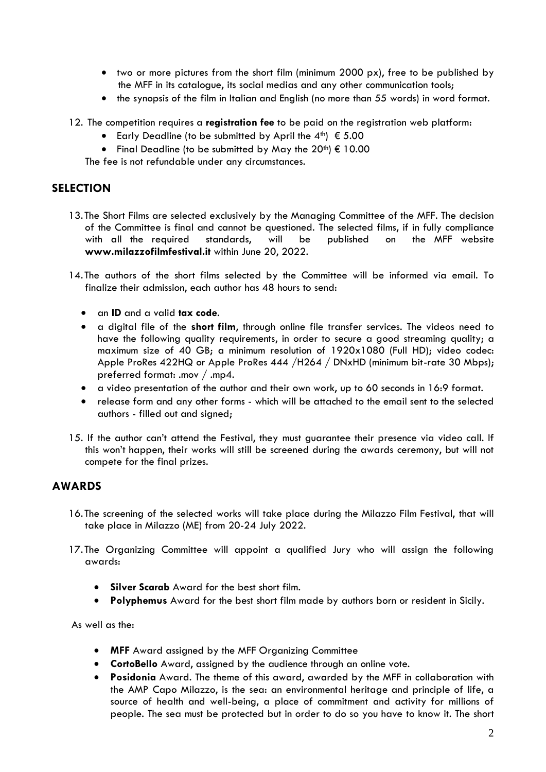- two or more pictures from the short film (minimum 2000 px), free to be published by the MFF in its catalogue, its social medias and any other communication tools;
- the synopsis of the film in Italian and English (no more than 55 words) in word format.

12. The competition requires a **registration fee** to be paid on the registration web platform:
    - Early Deadline (to be submitted by April the 4th) € 5.00
    - Final Deadline (to be submitted by May the 20th) € 10.00

    The fee is not refundable under any circumstances.

## SELECTION

13. The Short Films are selected exclusively by the Managing Committee of the MFF. The decision of the Committee is final and cannot be questioned. The selected films, if in fully compliance with all the required standards, will be published on the MFF website **www.milazzofilmfestival.it** within June 20, 2022.

14. The authors of the short films selected by the Committee will be informed via email. To finalize their admission, each author has 48 hours to send:
    - an **ID** and a valid **tax code**.
    - a digital file of the **short film**, through online file transfer services. The videos need to have the following quality requirements, in order to secure a good streaming quality; a maximum size of 40 GB; a minimum resolution of 1920x1080 (Full HD); video codec: Apple ProRes 422HQ or Apple ProRes 444 /H264 / DNxHD (minimum bit-rate 30 Mbps); preferred format: .mov / .mp4.
    - a video presentation of the author and their own work, up to 60 seconds in 16:9 format.
    - release form and any other forms - which will be attached to the email sent to the selected authors - filled out and signed;

15. If the author can't attend the Festival, they must guarantee their presence via video call. If this won't happen, their works will still be screened during the awards ceremony, but will not compete for the final prizes.

## AWARDS

16. The screening of the selected works will take place during the Milazzo Film Festival, that will take place in Milazzo (ME) from 20-24 July 2022.

17. The Organizing Committee will appoint a qualified Jury who will assign the following awards:
    - **Silver Scarab** Award for the best short film.
    - **Polyphemus** Award for the best short film made by authors born or resident in Sicily.

    As well as the:

    - **MFF** Award assigned by the MFF Organizing Committee
    - **CortoBello** Award, assigned by the audience through an online vote.
    - **Posidonia** Award. The theme of this award, awarded by the MFF in collaboration with the AMP Capo Milazzo, is the sea: an environmental heritage and principle of life, a source of health and well-being, a place of commitment and activity for millions of people. The sea must be protected but in order to do so you have to know it. The short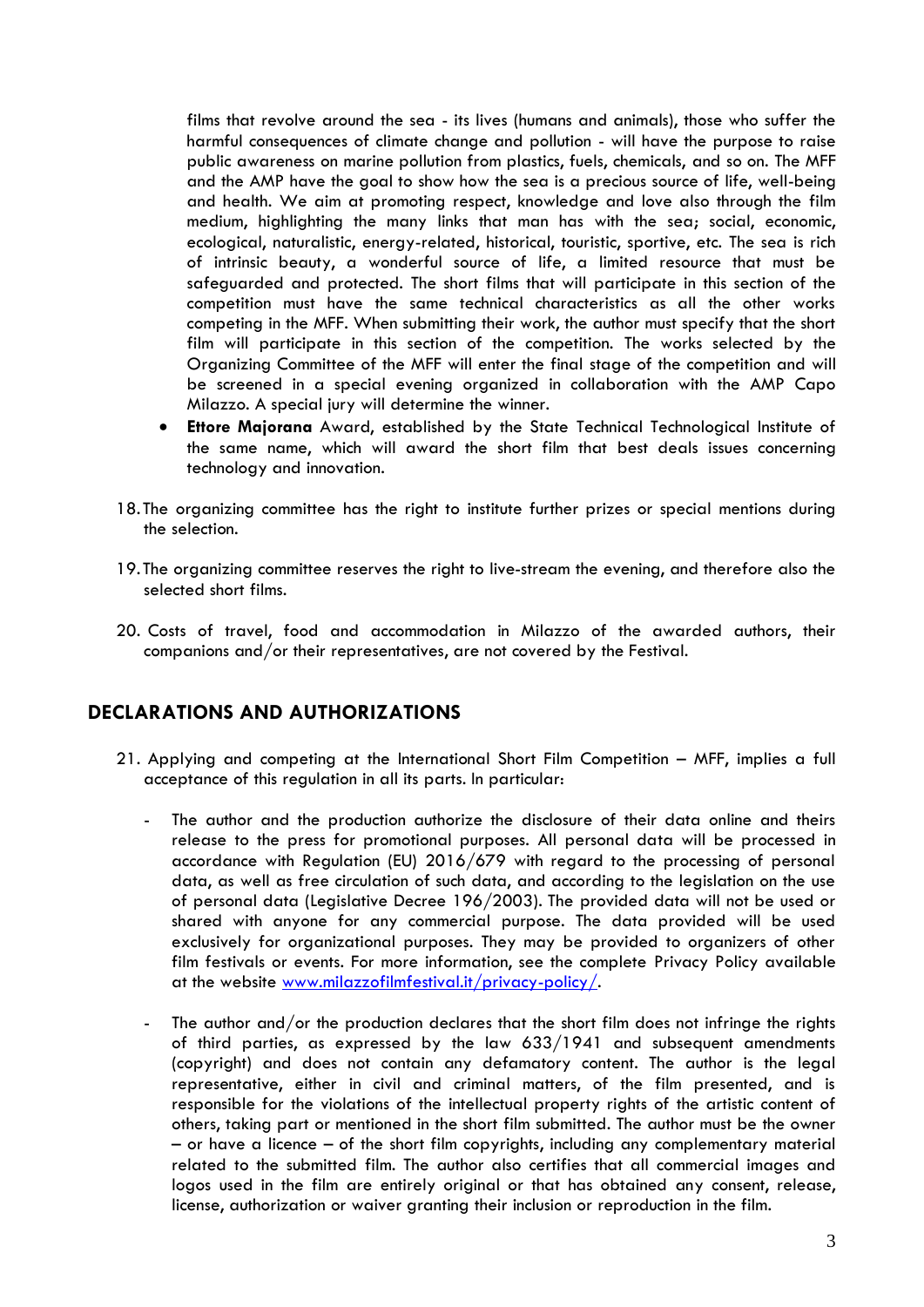films that revolve around the sea - its lives (humans and animals), those who suffer the harmful consequences of climate change and pollution - will have the purpose to raise public awareness on marine pollution from plastics, fuels, chemicals, and so on. The MFF and the AMP have the goal to show how the sea is a precious source of life, well-being and health. We aim at promoting respect, knowledge and love also through the film medium, highlighting the many links that man has with the sea; social, economic, ecological, naturalistic, energy-related, historical, touristic, sportive, etc. The sea is rich of intrinsic beauty, a wonderful source of life, a limited resource that must be safeguarded and protected. The short films that will participate in this section of the competition must have the same technical characteristics as all the other works competing in the MFF. When submitting their work, the author must specify that the short film will participate in this section of the competition. The works selected by the Organizing Committee of the MFF will enter the final stage of the competition and will be screened in a special evening organized in collaboration with the AMP Capo Milazzo. A special jury will determine the winner.

- **Ettore Majorana** Award, established by the State Technical Technological Institute of the same name, which will award the short film that best deals issues concerning technology and innovation.

18. The organizing committee has the right to institute further prizes or special mentions during the selection.

19. The organizing committee reserves the right to live-stream the evening, and therefore also the selected short films.

20. Costs of travel, food and accommodation in Milazzo of the awarded authors, their companions and/or their representatives, are not covered by the Festival.

## DECLARATIONS AND AUTHORIZATIONS

21. Applying and competing at the International Short Film Competition – MFF, implies a full acceptance of this regulation in all its parts. In particular:

    - The author and the production authorize the disclosure of their data online and theirs release to the press for promotional purposes. All personal data will be processed in accordance with Regulation (EU) 2016/679 with regard to the processing of personal data, as well as free circulation of such data, and according to the legislation on the use of personal data (Legislative Decree 196/2003). The provided data will not be used or shared with anyone for any commercial purpose. The data provided will be used exclusively for organizational purposes. They may be provided to organizers of other film festivals or events. For more information, see the complete Privacy Policy available at the website [www.milazzofilmfestival.it/privacy-policy/](www.milazzofilmfestival.it/privacy-policy/).

    - The author and/or the production declares that the short film does not infringe the rights of third parties, as expressed by the law 633/1941 and subsequent amendments (copyright) and does not contain any defamatory content. The author is the legal representative, either in civil and criminal matters, of the film presented, and is responsible for the violations of the intellectual property rights of the artistic content of others, taking part or mentioned in the short film submitted. The author must be the owner – or have a licence – of the short film copyrights, including any complementary material related to the submitted film. The author also certifies that all commercial images and logos used in the film are entirely original or that has obtained any consent, release, license, authorization or waiver granting their inclusion or reproduction in the film.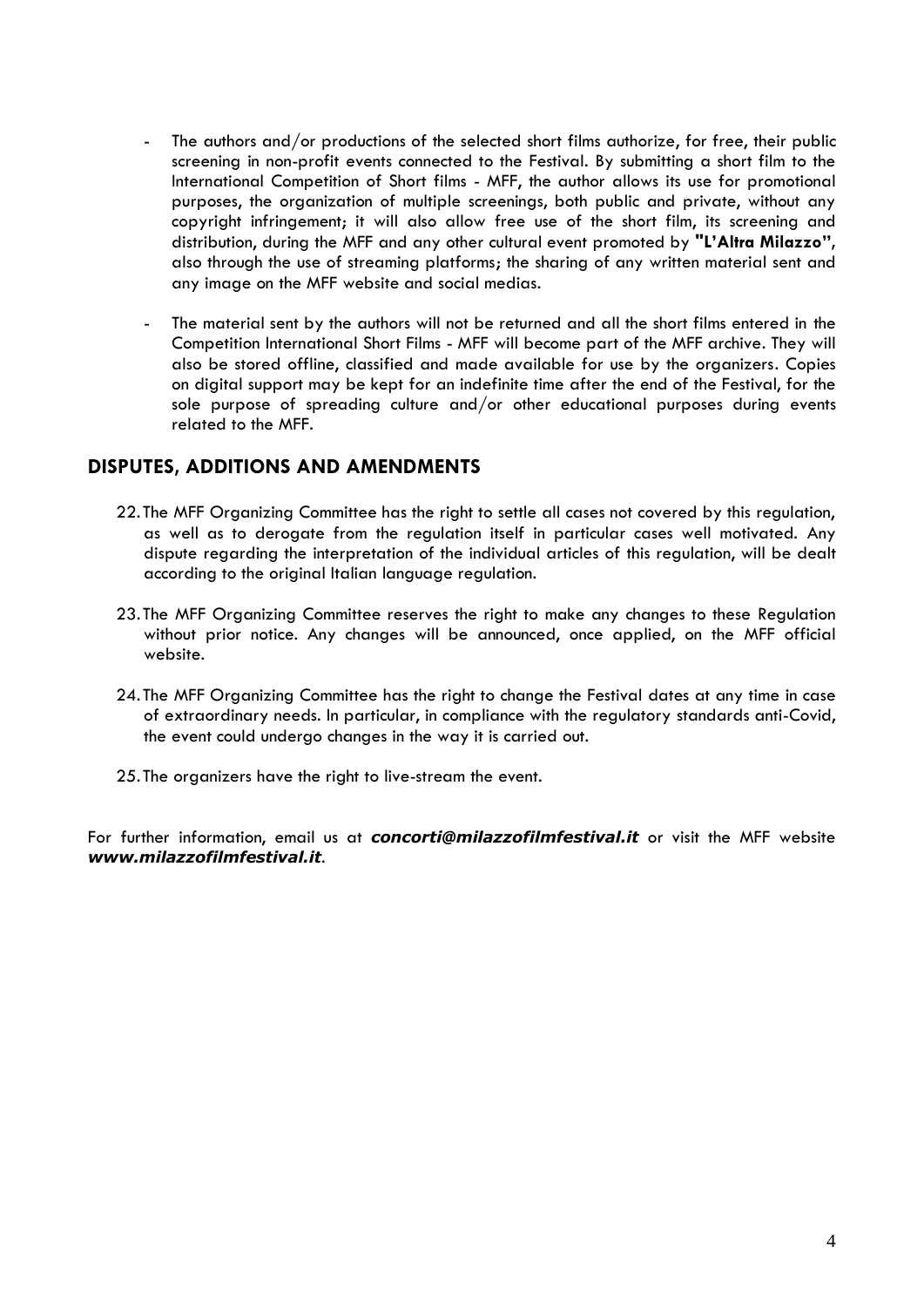- The authors and/or productions of the selected short films authorize, for free, their public screening in non-profit events connected to the Festival. By submitting a short film to the International Competition of Short films - MFF, the author allows its use for promotional purposes, the organization of multiple screenings, both public and private, without any copyright infringement; it will also allow free use of the short film, its screening and distribution, during the MFF and any other cultural event promoted by **"L'Altra Milazzo"**, also through the use of streaming platforms; the sharing of any written material sent and any image on the MFF website and social medias.

- The material sent by the authors will not be returned and all the short films entered in the Competition International Short Films - MFF will become part of the MFF archive. They will also be stored offline, classified and made available for use by the organizers. Copies on digital support may be kept for an indefinite time after the end of the Festival, for the sole purpose of spreading culture and/or other educational purposes during events related to the MFF.

## DISPUTES, ADDITIONS AND AMENDMENTS

22. The MFF Organizing Committee has the right to settle all cases not covered by this regulation, as well as to derogate from the regulation itself in particular cases well motivated. Any dispute regarding the interpretation of the individual articles of this regulation, will be dealt according to the original Italian language regulation.

23. The MFF Organizing Committee reserves the right to make any changes to these Regulation without prior notice. Any changes will be announced, once applied, on the MFF official website.

24. The MFF Organizing Committee has the right to change the Festival dates at any time in case of extraordinary needs. In particular, in compliance with the regulatory standards anti-Covid, the event could undergo changes in the way it is carried out.

25. The organizers have the right to live-stream the event.

For further information, email us at ***concorti@milazzofilmfestival.it*** or visit the MFF website ***www.milazzofilmfestival.it***.